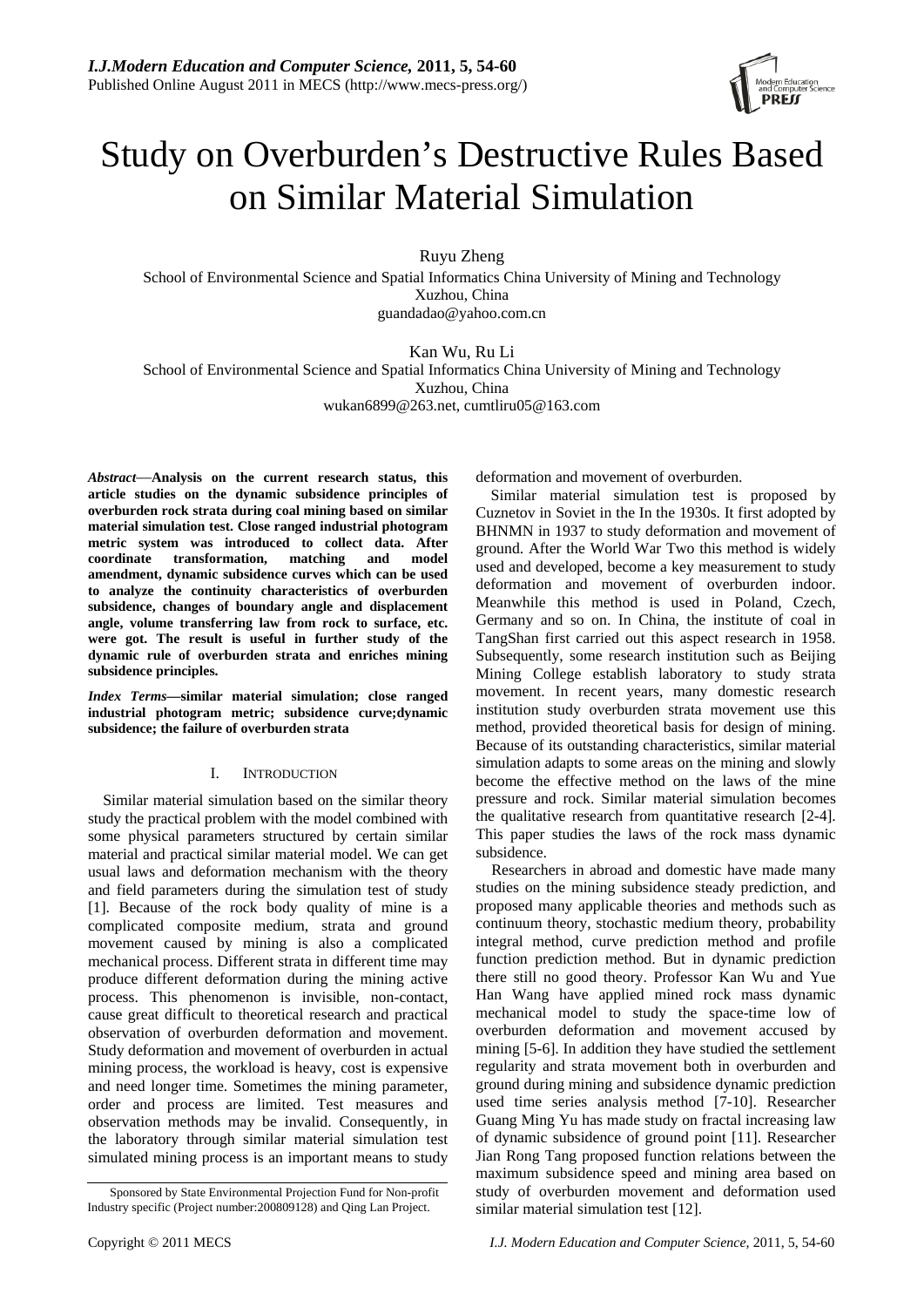# Study on Overburden's Destructive Rules Based on Similar Material Simulation

Ruyu Zheng
School of Environmental Science and Spatial Informatics China University of Mining and Technology
Xuzhou, China
guandadao@yahoo.com.cn

Kan Wu, Ru Li
School of Environmental Science and Spatial Informatics China University of Mining and Technology
Xuzhou, China
wukan6899@263.net, cumtliru05@163.com

***Abstract*—Analysis on the current research status, this article studies on the dynamic subsidence principles of overburden rock strata during coal mining based on similar material simulation test. Close ranged industrial photogram metric system was introduced to collect data. After coordinate transformation, matching and model amendment, dynamic subsidence curves which can be used to analyze the continuity characteristics of overburden subsidence, changes of boundary angle and displacement angle, volume transferring law from rock to surface, etc. were got. The result is useful in further study of the dynamic rule of overburden strata and enriches mining subsidence principles.**

***Index Terms*—similar material simulation; close ranged industrial photogram metric; subsidence curve;dynamic subsidence; the failure of overburden strata**

## I. Introduction

Similar material simulation based on the similar theory study the practical problem with the model combined with some physical parameters structured by certain similar material and practical similar material model. We can get usual laws and deformation mechanism with the theory and field parameters during the simulation test of study [1]. Because of the rock body quality of mine is a complicated composite medium, strata and ground movement caused by mining is also a complicated mechanical process. Different strata in different time may produce different deformation during the mining active process. This phenomenon is invisible, non-contact, cause great difficult to theoretical research and practical observation of overburden deformation and movement. Study deformation and movement of overburden in actual mining process, the workload is heavy, cost is expensive and need longer time. Sometimes the mining parameter, order and process are limited. Test measures and observation methods may be invalid. Consequently, in the laboratory through similar material simulation test simulated mining process is an important means to study deformation and movement of overburden.

Similar material simulation test is proposed by Cuznetov in Soviet in the In the 1930s. It first adopted by BHNMN in 1937 to study deformation and movement of ground. After the World War Two this method is widely used and developed, become a key measurement to study deformation and movement of overburden indoor. Meanwhile this method is used in Poland, Czech, Germany and so on. In China, the institute of coal in TangShan first carried out this aspect research in 1958. Subsequently, some research institution such as Beijing Mining College establish laboratory to study strata movement. In recent years, many domestic research institution study overburden strata movement use this method, provided theoretical basis for design of mining. Because of its outstanding characteristics, similar material simulation adapts to some areas on the mining and slowly become the effective method on the laws of the mine pressure and rock. Similar material simulation becomes the qualitative research from quantitative research [2-4]. This paper studies the laws of the rock mass dynamic subsidence.

Researchers in abroad and domestic have made many studies on the mining subsidence steady prediction, and proposed many applicable theories and methods such as continuum theory, stochastic medium theory, probability integral method, curve prediction method and profile function prediction method. But in dynamic prediction there still no good theory. Professor Kan Wu and Yue Han Wang have applied mined rock mass dynamic mechanical model to study the space-time low of overburden deformation and movement accused by mining [5-6]. In addition they have studied the settlement regularity and strata movement both in overburden and ground during mining and subsidence dynamic prediction used time series analysis method [7-10]. Researcher Guang Ming Yu has made study on fractal increasing law of dynamic subsidence of ground point [11]. Researcher Jian Rong Tang proposed function relations between the maximum subsidence speed and mining area based on study of overburden movement and deformation used similar material simulation test [12].

Sponsored by State Environmental Projection Fund for Non-profit Industry specific (Project number:200809128) and Qing Lan Project.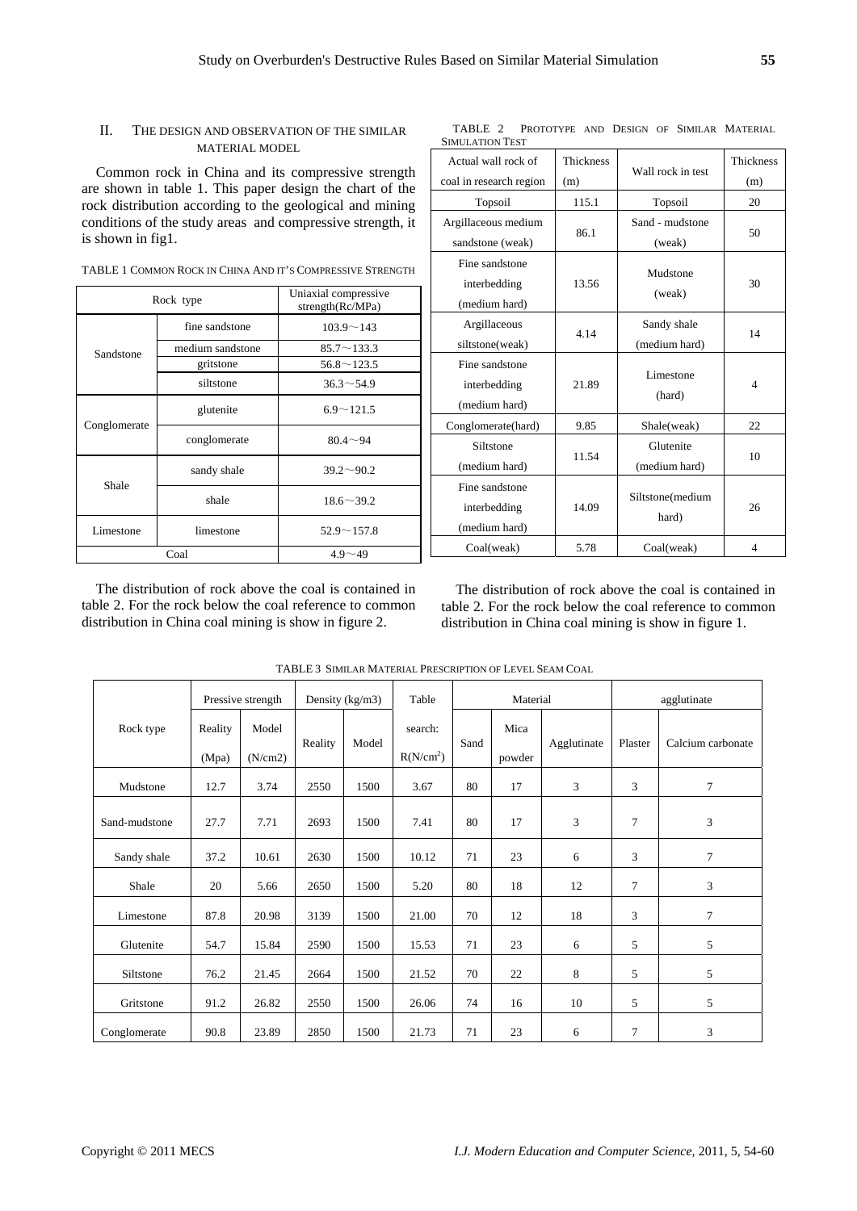## II. THE DESIGN AND OBSERVATION OF THE SIMILAR MATERIAL MODEL

Common rock in China and its compressive strength are shown in table 1. This paper design the chart of the rock distribution according to the geological and mining conditions of the study areas and compressive strength, it is shown in fig1.

TABLE 1 COMMON ROCK IN CHINA AND IT'S COMPRESSIVE STRENGTH

| Rock type | | Uniaxial compressive strength(Rc/MPa) |
|---|---|---|
| Sandstone | fine sandstone | 103.9～143 |
| | medium sandstone | 85.7～133.3 |
| | gritstone | 56.8～123.5 |
| | siltstone | 36.3～54.9 |
| Conglomerate | glutenite | 6.9～121.5 |
| | conglomerate | 80.4～94 |
| Shale | sandy shale | 39.2～90.2 |
| | shale | 18.6～39.2 |
| Limestone | limestone | 52.9～157.8 |
| Coal | | 4.9～49 |

The distribution of rock above the coal is contained in table 2. For the rock below the coal reference to common distribution in China coal mining is show in figure 2.

TABLE 2 PROTOTYPE AND DESIGN OF SIMILAR MATERIAL SIMULATION TEST

| Actual wall rock of coal in research region | Thickness (m) | Wall rock in test | Thickness (m) |
|---|---|---|---|
| Topsoil | 115.1 | Topsoil | 20 |
| Argillaceous medium sandstone (weak) | 86.1 | Sand - mudstone (weak) | 50 |
| Fine sandstone interbedding (medium hard) | 13.56 | Mudstone (weak) | 30 |
| Argillaceous siltstone(weak) | 4.14 | Sandy shale (medium hard) | 14 |
| Fine sandstone interbedding (medium hard) | 21.89 | Limestone (hard) | 4 |
| Conglomerate(hard) | 9.85 | Shale(weak) | 22 |
| Siltstone (medium hard) | 11.54 | Glutenite (medium hard) | 10 |
| Fine sandstone interbedding (medium hard) | 14.09 | Siltstone(medium hard) | 26 |
| Coal(weak) | 5.78 | Coal(weak) | 4 |

The distribution of rock above the coal is contained in table 2. For the rock below the coal reference to common distribution in China coal mining is show in figure 1.

TABLE 3 SIMILAR MATERIAL PRESCRIPTION OF LEVEL SEAM COAL

| Rock type | Pressive strength | | Density (kg/m3) | | Table | Material | | | agglutinate | |
|---|---|---|---|---|---|---|---|---|---|---|
| | Reality (Mpa) | Model (N/cm2) | Reality | Model | search: R(N/cm$^2$) | Sand | Mica powder | Agglutinate | Plaster | Calcium carbonate |
| Mudstone | 12.7 | 3.74 | 2550 | 1500 | 3.67 | 80 | 17 | 3 | 3 | 7 |
| Sand-mudstone | 27.7 | 7.71 | 2693 | 1500 | 7.41 | 80 | 17 | 3 | 7 | 3 |
| Sandy shale | 37.2 | 10.61 | 2630 | 1500 | 10.12 | 71 | 23 | 6 | 3 | 7 |
| Shale | 20 | 5.66 | 2650 | 1500 | 5.20 | 80 | 18 | 12 | 7 | 3 |
| Limestone | 87.8 | 20.98 | 3139 | 1500 | 21.00 | 70 | 12 | 18 | 3 | 7 |
| Glutenite | 54.7 | 15.84 | 2590 | 1500 | 15.53 | 71 | 23 | 6 | 5 | 5 |
| Siltstone | 76.2 | 21.45 | 2664 | 1500 | 21.52 | 70 | 22 | 8 | 5 | 5 |
| Gritstone | 91.2 | 26.82 | 2550 | 1500 | 26.06 | 74 | 16 | 10 | 5 | 5 |
| Conglomerate | 90.8 | 23.89 | 2850 | 1500 | 21.73 | 71 | 23 | 6 | 7 | 3 |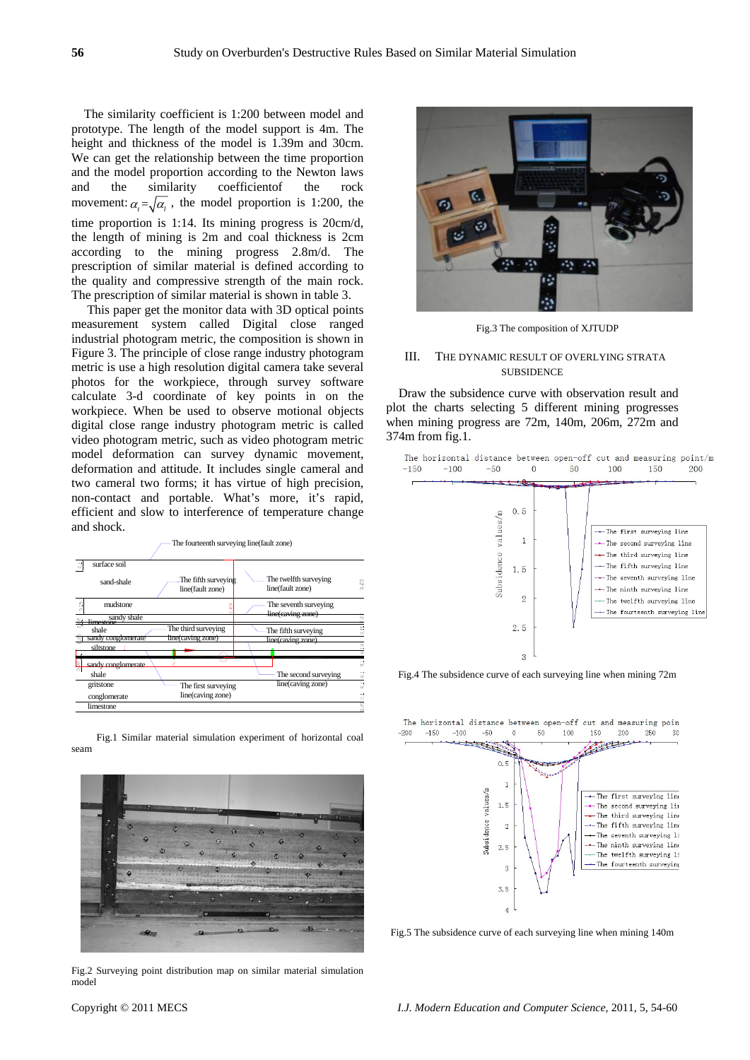The similarity coefficient is 1:200 between model and prototype. The length of the model support is 4m. The height and thickness of the model is 1.39m and 30cm. We can get the relationship between the time proportion and the model proportion according to the Newton laws and the similarity coefficientof the rock movement: $\alpha_t = \sqrt{\alpha_l}$ , the model proportion is 1:200, the time proportion is 1:14. Its mining progress is 20cm/d, the length of mining is 2m and coal thickness is 2cm according to the mining progress 2.8m/d. The prescription of similar material is defined according to the quality and compressive strength of the main rock. The prescription of similar material is shown in table 3.

This paper get the monitor data with 3D optical points measurement system called Digital close ranged industrial photogram metric, the composition is shown in Figure 3. The principle of close range industry photogram metric is use a high resolution digital camera take several photos for the workpiece, through survey software calculate 3-d coordinate of key points in on the workpiece. When be used to observe motional objects digital close range industry photogram metric is called video photogram metric, such as video photogram metric model deformation can survey dynamic movement, deformation and attitude. It includes single cameral and two cameral two forms; it has virtue of high precision, non-contact and portable. What's more, it's rapid, efficient and slow to interference of temperature change and shock.

Fig.1 Similar material simulation experiment of horizontal coal seam

Fig.2 Surveying point distribution map on similar material simulation model

Fig.3 The composition of XJTUDP

## III. THE DYNAMIC RESULT OF OVERLYING STRATA SUBSIDENCE

Draw the subsidence curve with observation result and plot the charts selecting 5 different mining progresses when mining progress are 72m, 140m, 206m, 272m and 374m from fig.1.

Fig.4 The subsidence curve of each surveying line when mining 72m

Fig.5 The subsidence curve of each surveying line when mining 140m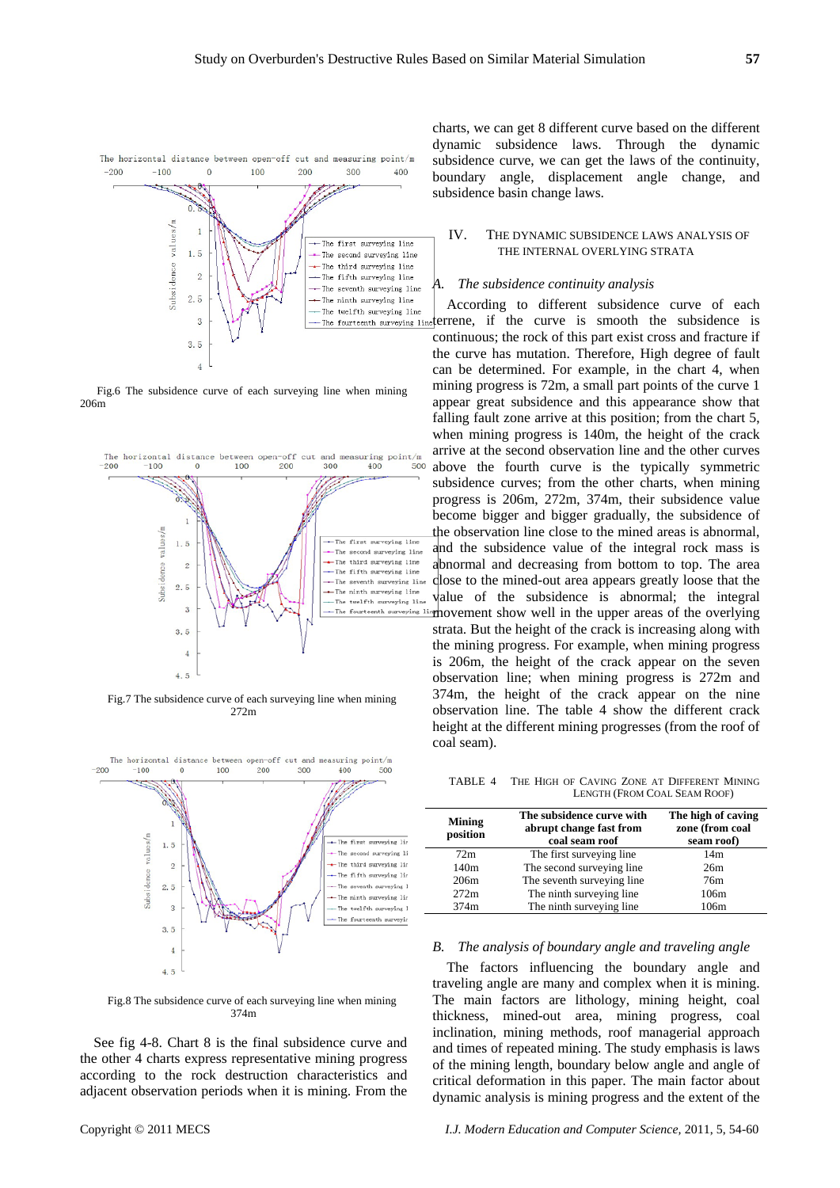Fig.6 The subsidence curve of each surveying line when mining 206m

Fig.7 The subsidence curve of each surveying line when mining 272m

Fig.8 The subsidence curve of each surveying line when mining 374m

See fig 4-8. Chart 8 is the final subsidence curve and the other 4 charts express representative mining progress according to the rock destruction characteristics and adjacent observation periods when it is mining. From the charts, we can get 8 different curve based on the different dynamic subsidence laws. Through the dynamic subsidence curve, we can get the laws of the continuity, boundary angle, displacement angle change, and subsidence basin change laws.

## IV. THE DYNAMIC SUBSIDENCE LAWS ANALYSIS OF THE INTERNAL OVERLYING STRATA

### *A. The subsidence continuity analysis*

According to different subsidence curve of each terrene, if the curve is smooth the subsidence is continuous; the rock of this part exist cross and fracture if the curve has mutation. Therefore, High degree of fault can be determined. For example, in the chart 4, when mining progress is 72m, a small part points of the curve 1 appear great subsidence and this appearance show that falling fault zone arrive at this position; from the chart 5, when mining progress is 140m, the height of the crack arrive at the second observation line and the other curves above the fourth curve is the typically symmetric subsidence curves; from the other charts, when mining progress is 206m, 272m, 374m, their subsidence value become bigger and bigger gradually, the subsidence of the observation line close to the mined areas is abnormal, and the subsidence value of the integral rock mass is abnormal and decreasing from bottom to top. The area close to the mined-out area appears greatly loose that the value of the subsidence is abnormal; the integral movement show well in the upper areas of the overlying strata. But the height of the crack is increasing along with the mining progress. For example, when mining progress is 206m, the height of the crack appear on the seven observation line; when mining progress is 272m and 374m, the height of the crack appear on the nine observation line. The table 4 show the different crack height at the different mining progresses (from the roof of coal seam).

TABLE 4 THE HIGH OF CAVING ZONE AT DIFFERENT MINING LENGTH (FROM COAL SEAM ROOF)

| Mining position | The subsidence curve with abrupt change fast from coal seam roof | The high of caving zone (from coal seam roof) |
|---|---|---|
| 72m | The first surveying line | 14m |
| 140m | The second surveying line | 26m |
| 206m | The seventh surveying line | 76m |
| 272m | The ninth surveying line | 106m |
| 374m | The ninth surveying line | 106m |

### *B. The analysis of boundary angle and traveling angle*

The factors influencing the boundary angle and traveling angle are many and complex when it is mining. The main factors are lithology, mining height, coal thickness, mined-out area, mining progress, coal inclination, mining methods, roof managerial approach and times of repeated mining. The study emphasis is laws of the mining length, boundary below angle and angle of critical deformation in this paper. The main factor about dynamic analysis is mining progress and the extent of the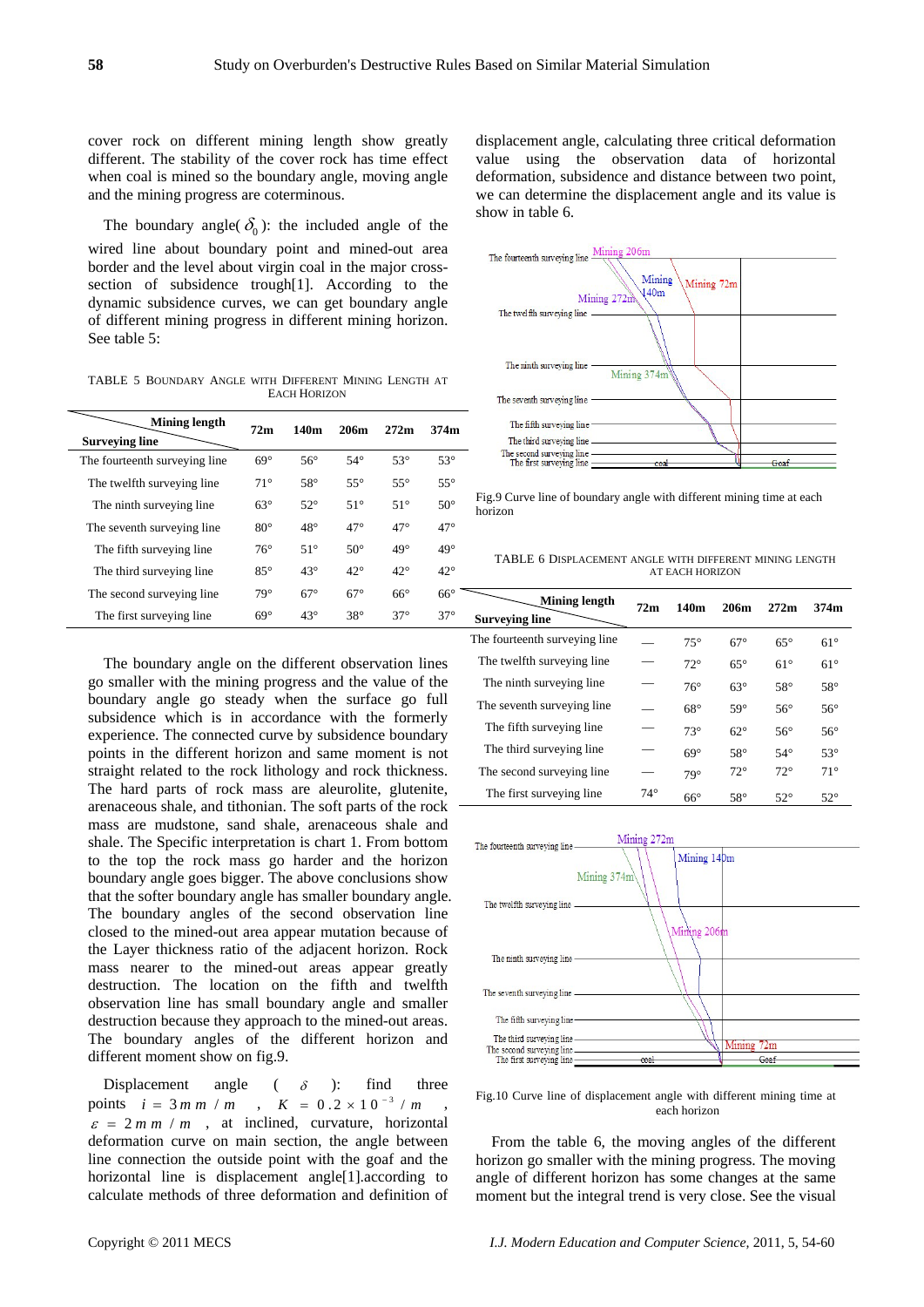cover rock on different mining length show greatly different. The stability of the cover rock has time effect when coal is mined so the boundary angle, moving angle and the mining progress are coterminous.

The boundary angle($\delta_0$): the included angle of the wired line about boundary point and mined-out area border and the level about virgin coal in the major cross-section of subsidence trough[1]. According to the dynamic subsidence curves, we can get boundary angle of different mining progress in different mining horizon. See table 5:

TABLE 5 BOUNDARY ANGLE WITH DIFFERENT MINING LENGTH AT EACH HORIZON

| Mining length / Surveying line | 72m | 140m | 206m | 272m | 374m |
|---|---|---|---|---|---|
| The fourteenth surveying line | 69° | 56° | 54° | 53° | 53° |
| The twelfth surveying line | 71° | 58° | 55° | 55° | 55° |
| The ninth surveying line | 63° | 52° | 51° | 51° | 50° |
| The seventh surveying line | 80° | 48° | 47° | 47° | 47° |
| The fifth surveying line | 76° | 51° | 50° | 49° | 49° |
| The third surveying line | 85° | 43° | 42° | 42° | 42° |
| The second surveying line | 79° | 67° | 67° | 66° | 66° |
| The first surveying line | 69° | 43° | 38° | 37° | 37° |

The boundary angle on the different observation lines go smaller with the mining progress and the value of the boundary angle go steady when the surface go full subsidence which is in accordance with the formerly experience. The connected curve by subsidence boundary points in the different horizon and same moment is not straight related to the rock lithology and rock thickness. The hard parts of rock mass are aleurolite, glutenite, arenaceous shale, and tithonian. The soft parts of the rock mass are mudstone, sand shale, arenaceous shale and shale. The Specific interpretation is chart 1. From bottom to the top the rock mass go harder and the horizon boundary angle goes bigger. The above conclusions show that the softer boundary angle has smaller boundary angle. The boundary angles of the second observation line closed to the mined-out area appear mutation because of the Layer thickness ratio of the adjacent horizon. Rock mass nearer to the mined-out areas appear greatly destruction. The location on the fifth and twelfth observation line has small boundary angle and smaller destruction because they approach to the mined-out areas. The boundary angles of the different horizon and different moment show on fig.9.

Displacement angle ($\delta$): find three points $i = 3mm/m$, $K = 0.2 \times 10^{-3}/m$, $\varepsilon = 2mm/m$, at inclined, curvature, horizontal deformation curve on main section, the angle between line connection the outside point with the goaf and the horizontal line is displacement angle[1].according to calculate methods of three deformation and definition of displacement angle, calculating three critical deformation value using the observation data of horizontal deformation, subsidence and distance between two point, we can determine the displacement angle and its value is show in table 6.

Fig.9 Curve line of boundary angle with different mining time at each horizon

TABLE 6 DISPLACEMENT ANGLE WITH DIFFERENT MINING LENGTH AT EACH HORIZON

| Mining length / Surveying line | 72m | 140m | 206m | 272m | 374m |
|---|---|---|---|---|---|
| The fourteenth surveying line | — | 75° | 67° | 65° | 61° |
| The twelfth surveying line | — | 72° | 65° | 61° | 61° |
| The ninth surveying line | — | 76° | 63° | 58° | 58° |
| The seventh surveying line | — | 68° | 59° | 56° | 56° |
| The fifth surveying line | — | 73° | 62° | 56° | 56° |
| The third surveying line | — | 69° | 58° | 54° | 53° |
| The second surveying line | — | 79° | 72° | 72° | 71° |
| The first surveying line | 74° | 66° | 58° | 52° | 52° |

Fig.10 Curve line of displacement angle with different mining time at each horizon

From the table 6, the moving angles of the different horizon go smaller with the mining progress. The moving angle of different horizon has some changes at the same moment but the integral trend is very close. See the visual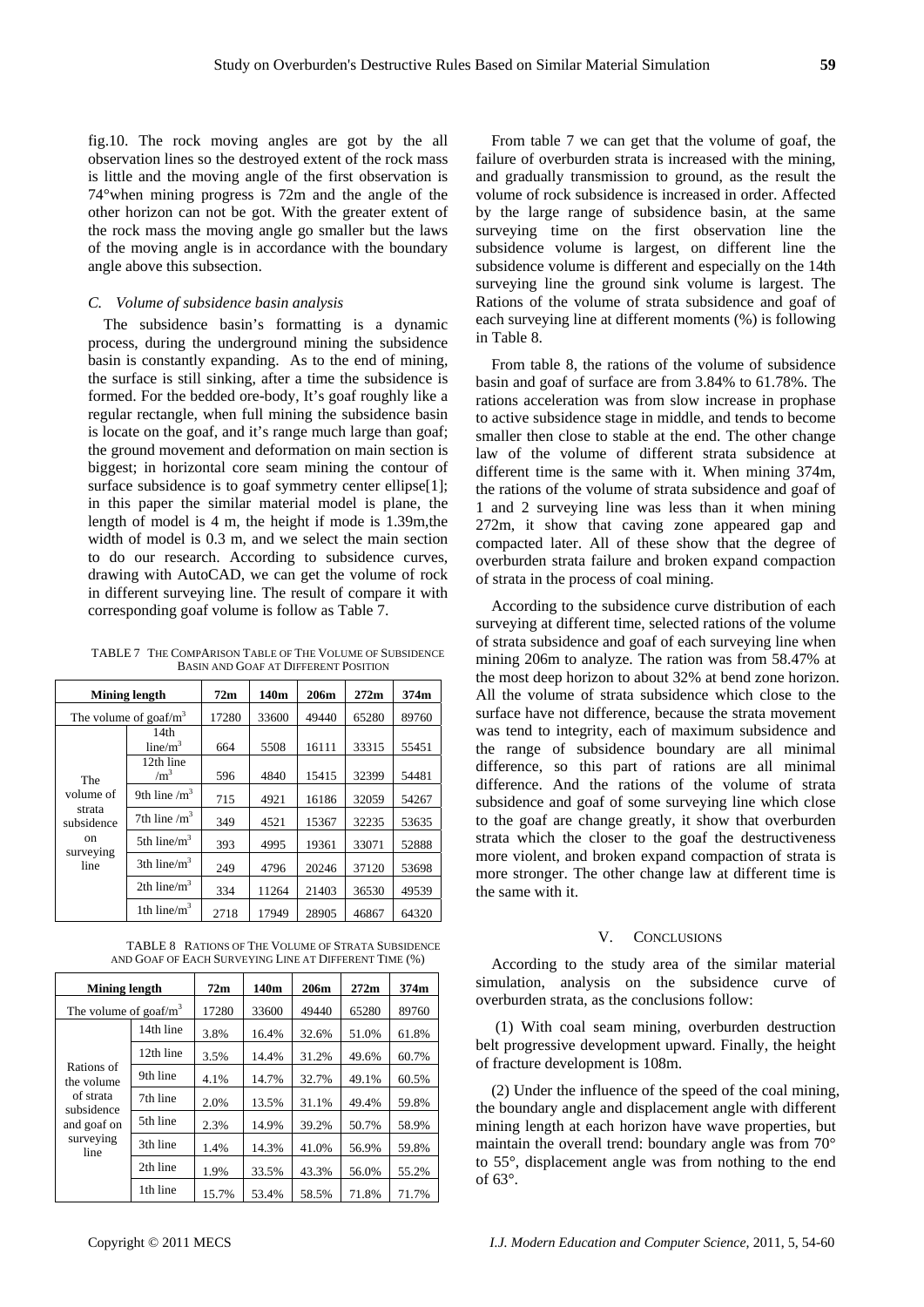fig.10. The rock moving angles are got by the all observation lines so the destroyed extent of the rock mass is little and the moving angle of the first observation is 74°when mining progress is 72m and the angle of the other horizon can not be got. With the greater extent of the rock mass the moving angle go smaller but the laws of the moving angle is in accordance with the boundary angle above this subsection.

### *C. Volume of subsidence basin analysis*

The subsidence basin's formatting is a dynamic process, during the underground mining the subsidence basin is constantly expanding. As to the end of mining, the surface is still sinking, after a time the subsidence is formed. For the bedded ore-body, It's goaf roughly like a regular rectangle, when full mining the subsidence basin is locate on the goaf, and it's range much large than goaf; the ground movement and deformation on main section is biggest; in horizontal core seam mining the contour of surface subsidence is to goaf symmetry center ellipse[1]; in this paper the similar material model is plane, the length of model is 4 m, the height if mode is 1.39m,the width of model is 0.3 m, and we select the main section to do our research. According to subsidence curves, drawing with AutoCAD, we can get the volume of rock in different surveying line. The result of compare it with corresponding goaf volume is follow as Table 7.

TABLE 7 THE COMPARISON TABLE OF THE VOLUME OF SUBSIDENCE BASIN AND GOAF AT DIFFERENT POSITION

| Mining length | | 72m | 140m | 206m | 272m | 374m |
|---|---|---|---|---|---|---|
| The volume of goaf/$m^3$ | | 17280 | 33600 | 49440 | 65280 | 89760 |
| The volume of strata subsidence on surveying line | 14th line/$m^3$ | 664 | 5508 | 16111 | 33315 | 55451 |
| | 12th line /$m^3$ | 596 | 4840 | 15415 | 32399 | 54481 |
| | 9th line /$m^3$ | 715 | 4921 | 16186 | 32059 | 54267 |
| | 7th line /$m^3$ | 349 | 4521 | 15367 | 32235 | 53635 |
| | 5th line/$m^3$ | 393 | 4995 | 19361 | 33071 | 52888 |
| | 3th line/$m^3$ | 249 | 4796 | 20246 | 37120 | 53698 |
| | 2th line/$m^3$ | 334 | 11264 | 21403 | 36530 | 49539 |
| | 1th line/$m^3$ | 2718 | 17949 | 28905 | 46867 | 64320 |

TABLE 8 RATIONS OF THE VOLUME OF STRATA SUBSIDENCE AND GOAF OF EACH SURVEYING LINE AT DIFFERENT TIME (%)

| Mining length | | 72m | 140m | 206m | 272m | 374m |
|---|---|---|---|---|---|---|
| The volume of goaf/$m^3$ | | 17280 | 33600 | 49440 | 65280 | 89760 |
| Rations of the volume of strata subsidence and goaf on surveying line | 14th line | 3.8% | 16.4% | 32.6% | 51.0% | 61.8% |
| | 12th line | 3.5% | 14.4% | 31.2% | 49.6% | 60.7% |
| | 9th line | 4.1% | 14.7% | 32.7% | 49.1% | 60.5% |
| | 7th line | 2.0% | 13.5% | 31.1% | 49.4% | 59.8% |
| | 5th line | 2.3% | 14.9% | 39.2% | 50.7% | 58.9% |
| | 3th line | 1.4% | 14.3% | 41.0% | 56.9% | 59.8% |
| | 2th line | 1.9% | 33.5% | 43.3% | 56.0% | 55.2% |
| | 1th line | 15.7% | 53.4% | 58.5% | 71.8% | 71.7% |

From table 7 we can get that the volume of goaf, the failure of overburden strata is increased with the mining, and gradually transmission to ground, as the result the volume of rock subsidence is increased in order. Affected by the large range of subsidence basin, at the same surveying time on the first observation line the subsidence volume is largest, on different line the subsidence volume is different and especially on the 14th surveying line the ground sink volume is largest. The Rations of the volume of strata subsidence and goaf of each surveying line at different moments (%) is following in Table 8.

From table 8, the rations of the volume of subsidence basin and goaf of surface are from 3.84% to 61.78%. The rations acceleration was from slow increase in prophase to active subsidence stage in middle, and tends to become smaller then close to stable at the end. The other change law of the volume of different strata subsidence at different time is the same with it. When mining 374m, the rations of the volume of strata subsidence and goaf of 1 and 2 surveying line was less than it when mining 272m, it show that caving zone appeared gap and compacted later. All of these show that the degree of overburden strata failure and broken expand compaction of strata in the process of coal mining.

According to the subsidence curve distribution of each surveying at different time, selected rations of the volume of strata subsidence and goaf of each surveying line when mining 206m to analyze. The ration was from 58.47% at the most deep horizon to about 32% at bend zone horizon. All the volume of strata subsidence which close to the surface have not difference, because the strata movement was tend to integrity, each of maximum subsidence and the range of subsidence boundary are all minimal difference, so this part of rations are all minimal difference. And the rations of the volume of strata subsidence and goaf of some surveying line which close to the goaf are change greatly, it show that overburden strata which the closer to the goaf the destructiveness more violent, and broken expand compaction of strata is more stronger. The other change law at different time is the same with it.

## V. CONCLUSIONS

According to the study area of the similar material simulation, analysis on the subsidence curve of overburden strata, as the conclusions follow:

(1) With coal seam mining, overburden destruction belt progressive development upward. Finally, the height of fracture development is 108m.

(2) Under the influence of the speed of the coal mining, the boundary angle and displacement angle with different mining length at each horizon have wave properties, but maintain the overall trend: boundary angle was from 70° to 55°, displacement angle was from nothing to the end of 63°.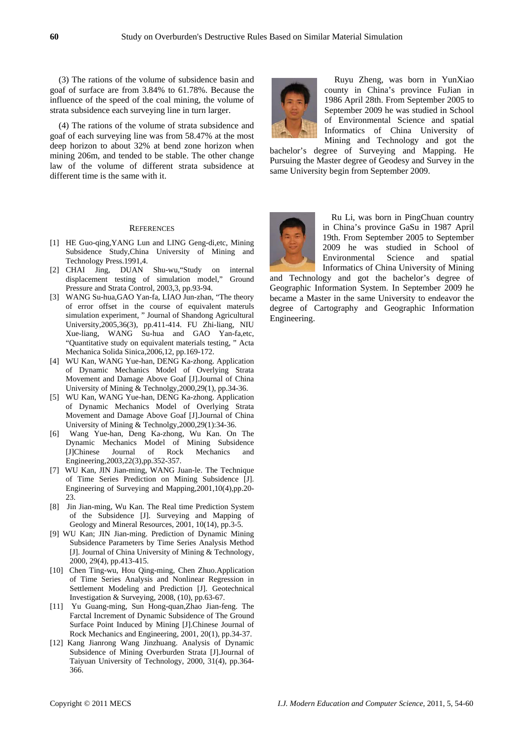(3) The rations of the volume of subsidence basin and goaf of surface are from 3.84% to 61.78%. Because the influence of the speed of the coal mining, the volume of strata subsidence each surveying line in turn larger.

(4) The rations of the volume of strata subsidence and goaf of each surveying line was from 58.47% at the most deep horizon to about 32% at bend zone horizon when mining 206m, and tended to be stable. The other change law of the volume of different strata subsidence at different time is the same with it.

## REFERENCES

[1] HE Guo-qing,YANG Lun and LING Geng-di,etc, Mining Subsidence Study,China University of Mining and Technology Press.1991,4.

[2] CHAI Jing, DUAN Shu-wu,"Study on internal displacement testing of simulation model," Ground Pressure and Strata Control, 2003,3, pp.93-94.

[3] WANG Su-hua,GAO Yan-fa, LIAO Jun-zhan, "The theory of error offset in the course of equivalent materuls simulation experiment, " Journal of Shandong Agricultural University,2005,36(3), pp.411-414. FU Zhi-liang, NIU Xue-liang, WANG Su-hua and GAO Yan-fa,etc, "Quantitative study on equivalent materials testing, " Acta Mechanica Solida Sinica,2006,12, pp.169-172.

[4] WU Kan, WANG Yue-han, DENG Ka-zhong. Application of Dynamic Mechanics Model of Overlying Strata Movement and Damage Above Goaf [J].Journal of China University of Mining & Technolgy,2000,29(1), pp.34-36.

[5] WU Kan, WANG Yue-han, DENG Ka-zhong. Application of Dynamic Mechanics Model of Overlying Strata Movement and Damage Above Goaf [J].Journal of China University of Mining & Technolgy,2000,29(1):34-36.

[6] Wang Yue-han, Deng Ka-zhong, Wu Kan. On The Dynamic Mechanics Model of Mining Subsidence [J]Chinese Journal of Rock Mechanics and Engineering,2003,22(3),pp.352-357.

[7] WU Kan, JIN Jian-ming, WANG Juan-le. The Technique of Time Series Prediction on Mining Subsidence [J]. Engineering of Surveying and Mapping,2001,10(4),pp.20-23.

[8] Jin Jian-ming, Wu Kan. The Real time Prediction System of the Subsidence [J]. Surveying and Mapping of Geology and Mineral Resources, 2001, 10(14), pp.3-5.

[9] WU Kan; JIN Jian-ming. Prediction of Dynamic Mining Subsidence Parameters by Time Series Analysis Method [J]. Journal of China University of Mining & Technology, 2000, 29(4), pp.413-415.

[10] Chen Ting-wu, Hou Qing-ming, Chen Zhuo.Application of Time Series Analysis and Nonlinear Regression in Settlement Modeling and Prediction [J]. Geotechnical Investigation & Surveying, 2008, (10), pp.63-67.

[11] Yu Guang-ming, Sun Hong-quan,Zhao Jian-feng. The Farctal Increment of Dynamic Subsidence of The Ground Surface Point Induced by Mining [J].Chinese Journal of Rock Mechanics and Engineering, 2001, 20(1), pp.34-37.

[12] Kang Jianrong Wang Jinzhuang. Analysis of Dynamic Subsidence of Mining Overburden Strata [J].Journal of Taiyuan University of Technology, 2000, 31(4), pp.364-366.

Ruyu Zheng, was born in YunXiao county in China's province FuJian in 1986 April 28th. From September 2005 to September 2009 he was studied in School of Environmental Science and spatial Informatics of China University of Mining and Technology and got the bachelor's degree of Surveying and Mapping. He Pursuing the Master degree of Geodesy and Survey in the same University begin from September 2009.

Ru Li, was born in PingChuan country in China's province GaSu in 1987 April 19th. From September 2005 to September 2009 he was studied in School of Environmental Science and spatial Informatics of China University of Mining and Technology and got the bachelor's degree of Geographic Information System. In September 2009 he became a Master in the same University to endeavor the degree of Cartography and Geographic Information Engineering.